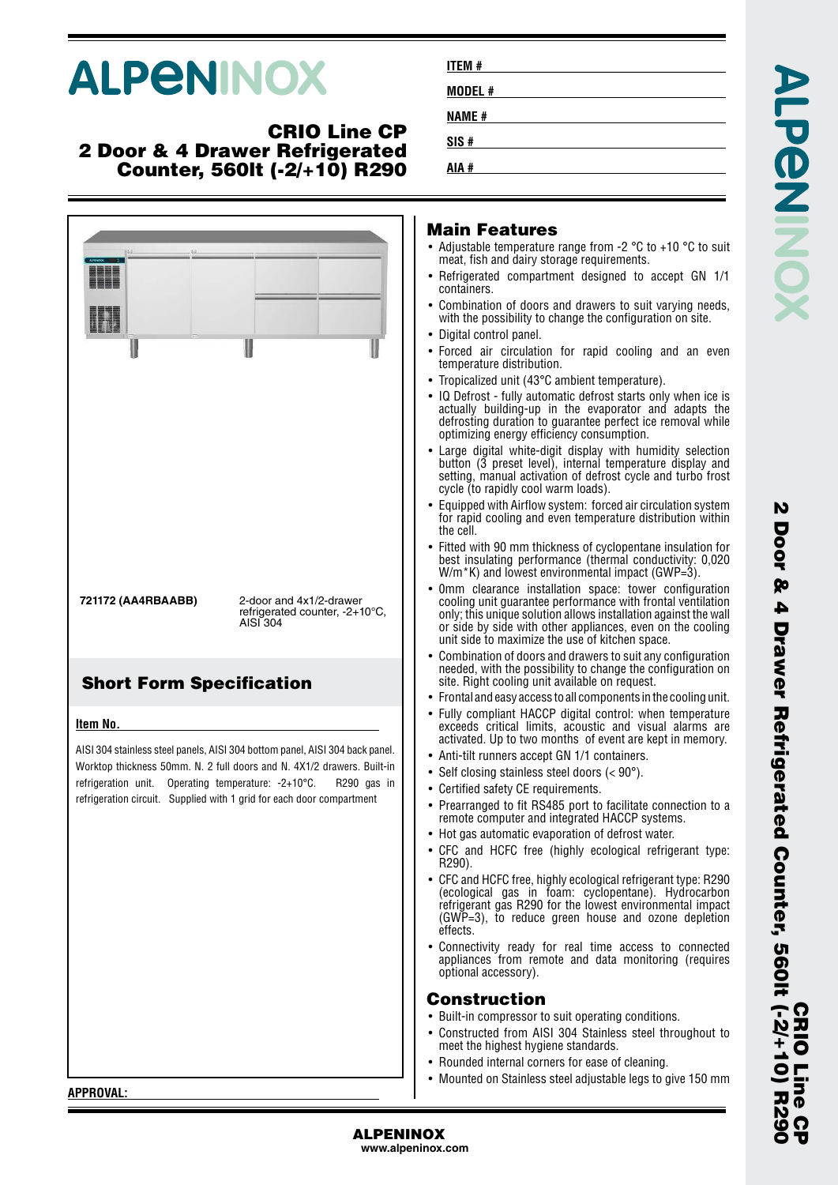# ALPENINOX

## CRIO Line CP 2 Door & 4 Drawer Refrigerated Counter, 560lt (-2/+10) R290

**ITEM #**

**MODEL #**

**NAME #**

**SIS #**

**AIA #**

| | |
|---|---|
| **721172 (AA4RBAABB)** | 2-door and 4x1/2-drawer refrigerated counter, -2+10°C, AISI 304 |

## Short Form Specification

**Item No.**

AISI 304 stainless steel panels, AISI 304 bottom panel, AISI 304 back panel. Worktop thickness 50mm. N. 2 full doors and N. 4X1/2 drawers. Built-in refrigeration unit. Operating temperature: -2+10°C. R290 gas in refrigeration circuit. Supplied with 1 grid for each door compartment

## Main Features

- Adjustable temperature range from -2 °C to +10 °C to suit meat, fish and dairy storage requirements.
- Refrigerated compartment designed to accept GN 1/1 containers.
- Combination of doors and drawers to suit varying needs, with the possibility to change the configuration on site.
- Digital control panel.
- Forced air circulation for rapid cooling and an even temperature distribution.
- Tropicalized unit (43°C ambient temperature).
- IQ Defrost - fully automatic defrost starts only when ice is actually building-up in the evaporator and adapts the defrosting duration to guarantee perfect ice removal while optimizing energy efficiency consumption.
- Large digital white-digit display with humidity selection button (3 preset level), internal temperature display and setting, manual activation of defrost cycle and turbo frost cycle (to rapidly cool warm loads).
- Equipped with Airflow system: forced air circulation system for rapid cooling and even temperature distribution within the cell.
- Fitted with 90 mm thickness of cyclopentane insulation for best insulating performance (thermal conductivity: 0,020 W/m*K) and lowest environmental impact (GWP=3).
- 0mm clearance installation space: tower configuration cooling unit guarantee performance with frontal ventilation only; this unique solution allows installation against the wall or side by side with other appliances, even on the cooling unit side to maximize the use of kitchen space.
- Combination of doors and drawers to suit any configuration needed, with the possibility to change the configuration on site. Right cooling unit available on request.
- Frontal and easy access to all components in the cooling unit.
- Fully compliant HACCP digital control: when temperature exceeds critical limits, acoustic and visual alarms are activated. Up to two months of event are kept in memory.
- Anti-tilt runners accept GN 1/1 containers.
- Self closing stainless steel doors (< 90°).
- Certified safety CE requirements.
- Prearranged to fit RS485 port to facilitate connection to a remote computer and integrated HACCP systems.
- Hot gas automatic evaporation of defrost water.
- CFC and HCFC free (highly ecological refrigerant type: R290).
- CFC and HCFC free, highly ecological refrigerant type: R290 (ecological gas in foam: cyclopentane). Hydrocarbon refrigerant gas R290 for the lowest environmental impact (GWP=3), to reduce green house and ozone depletion effects.
- Connectivity ready for real time access to connected appliances from remote and data monitoring (requires optional accessory).

## Construction

- Built-in compressor to suit operating conditions.
- Constructed from AISI 304 Stainless steel throughout to meet the highest hygiene standards.
- Rounded internal corners for ease of cleaning.
- Mounted on Stainless steel adjustable legs to give 150 mm

**APPROVAL:**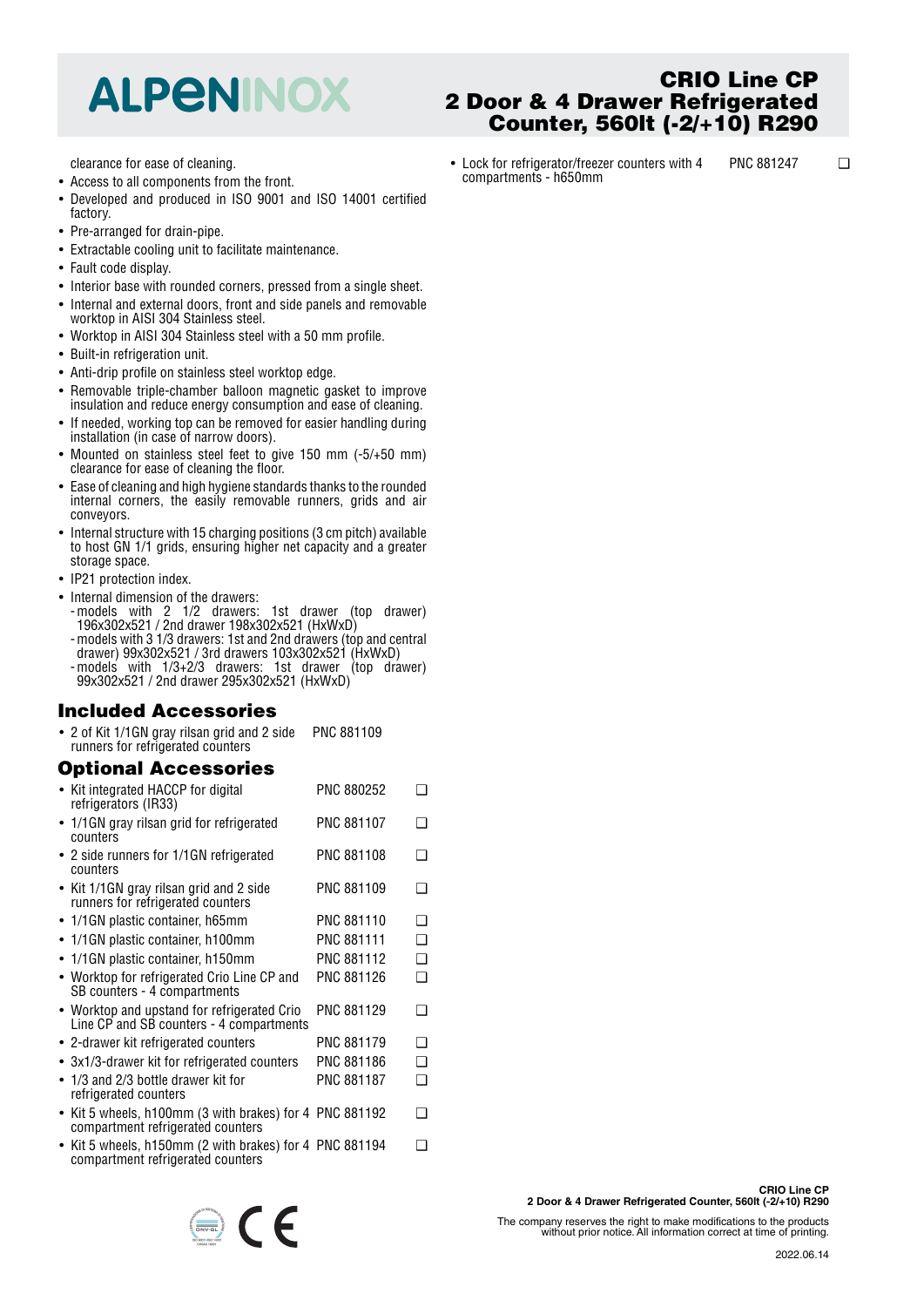clearance for ease of cleaning.

- Access to all components from the front.
- Developed and produced in ISO 9001 and ISO 14001 certified factory.
- Pre-arranged for drain-pipe.
- Extractable cooling unit to facilitate maintenance.
- Fault code display.
- Interior base with rounded corners, pressed from a single sheet.
- Internal and external doors, front and side panels and removable worktop in AISI 304 Stainless steel.
- Worktop in AISI 304 Stainless steel with a 50 mm profile.
- Built-in refrigeration unit.
- Anti-drip profile on stainless steel worktop edge.
- Removable triple-chamber balloon magnetic gasket to improve insulation and reduce energy consumption and ease of cleaning.
- If needed, working top can be removed for easier handling during installation (in case of narrow doors).
- Mounted on stainless steel feet to give 150 mm (-5/+50 mm) clearance for ease of cleaning the floor.
- Ease of cleaning and high hygiene standards thanks to the rounded internal corners, the easily removable runners, grids and air conveyors.
- Internal structure with 15 charging positions (3 cm pitch) available to host GN 1/1 grids, ensuring higher net capacity and a greater storage space.
- IP21 protection index.
- Internal dimension of the drawers:
  - models with 2 1/2 drawers: 1st drawer (top drawer) 196x302x521 / 2nd drawer 198x302x521 (HxWxD)
  - models with 3 1/3 drawers: 1st and 2nd drawers (top and central drawer) 99x302x521 / 3rd drawers 103x302x521 (HxWxD)
  - models with 1/3+2/3 drawers: 1st drawer (top drawer) 99x302x521 / 2nd drawer 295x302x521 (HxWxD)

## Included Accessories

- 2 of Kit 1/1GN gray rilsan grid and 2 side runners for refrigerated counters — PNC 881109

## Optional Accessories

- Kit integrated HACCP for digital refrigerators (IR33) — PNC 880252 ❑
- 1/1GN gray rilsan grid for refrigerated counters — PNC 881107 ❑
- 2 side runners for 1/1GN refrigerated counters — PNC 881108 ❑
- Kit 1/1GN gray rilsan grid and 2 side runners for refrigerated counters — PNC 881109 ❑
- 1/1GN plastic container, h65mm — PNC 881110 ❑
- 1/1GN plastic container, h100mm — PNC 881111 ❑
- 1/1GN plastic container, h150mm — PNC 881112 ❑
- Worktop for refrigerated Crio Line CP and SB counters - 4 compartments — PNC 881126 ❑
- Worktop and upstand for refrigerated Crio Line CP and SB counters - 4 compartments — PNC 881129 ❑
- 2-drawer kit refrigerated counters — PNC 881179 ❑
- 3x1/3-drawer kit for refrigerated counters — PNC 881186 ❑
- 1/3 and 2/3 bottle drawer kit for refrigerated counters — PNC 881187 ❑
- Kit 5 wheels, h100mm (3 with brakes) for 4 compartment refrigerated counters — PNC 881192 ❑
- Kit 5 wheels, h150mm (2 with brakes) for 4 compartment refrigerated counters — PNC 881194 ❑
- Lock for refrigerator/freezer counters with 4 compartments - h650mm — PNC 881247 ❑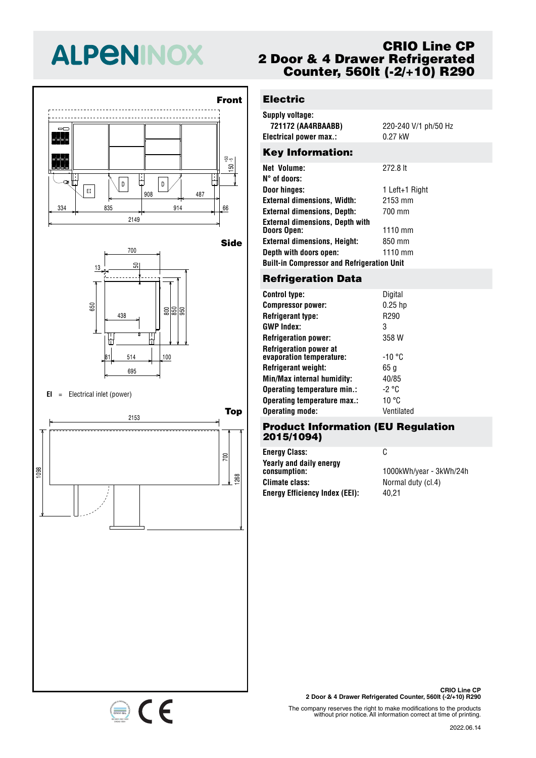# ALPENINOX

## CRIO Line CP
## 2 Door & 4 Drawer Refrigerated Counter, 560lt (-2/+10) R290

**Front**

**Side**

**EI** = Electrical inlet (power)

**Top**

## Electric

| | |
|---|---|
| **Supply voltage:** | |
| **721172 (AA4RBAABB)** | 220-240 V/1 ph/50 Hz |
| **Electrical power max.:** | 0.27 kW |

## Key Information:

| | |
|---|---|
| **Net Volume:** | 272.8 lt |
| **N° of doors:** | |
| **Door hinges:** | 1 Left+1 Right |
| **External dimensions, Width:** | 2153 mm |
| **External dimensions, Depth:** | 700 mm |
| **External dimensions, Depth with Doors Open:** | 1110 mm |
| **External dimensions, Height:** | 850 mm |
| **Depth with doors open:** | 1110 mm |

**Built-in Compressor and Refrigeration Unit**

## Refrigeration Data

| | |
|---|---|
| **Control type:** | Digital |
| **Compressor power:** | 0.25 hp |
| **Refrigerant type:** | R290 |
| **GWP Index:** | 3 |
| **Refrigeration power:** | 358 W |
| **Refrigeration power at evaporation temperature:** | -10 °C |
| **Refrigerant weight:** | 65 g |
| **Min/Max internal humidity:** | 40/85 |
| **Operating temperature min.:** | -2 °C |
| **Operating temperature max.:** | 10 °C |
| **Operating mode:** | Ventilated |

## Product Information (EU Regulation 2015/1094)

| | |
|---|---|
| **Energy Class:** | C |
| **Yearly and daily energy consumption:** | 1000kWh/year - 3kWh/24h |
| **Climate class:** | Normal duty (cl.4) |
| **Energy Efficiency Index (EEI):** | 40,21 |

**CRIO Line CP**
**2 Door & 4 Drawer Refrigerated Counter, 560lt (-2/+10) R290**

The company reserves the right to make modifications to the products without prior notice. All information correct at time of printing.

2022.06.14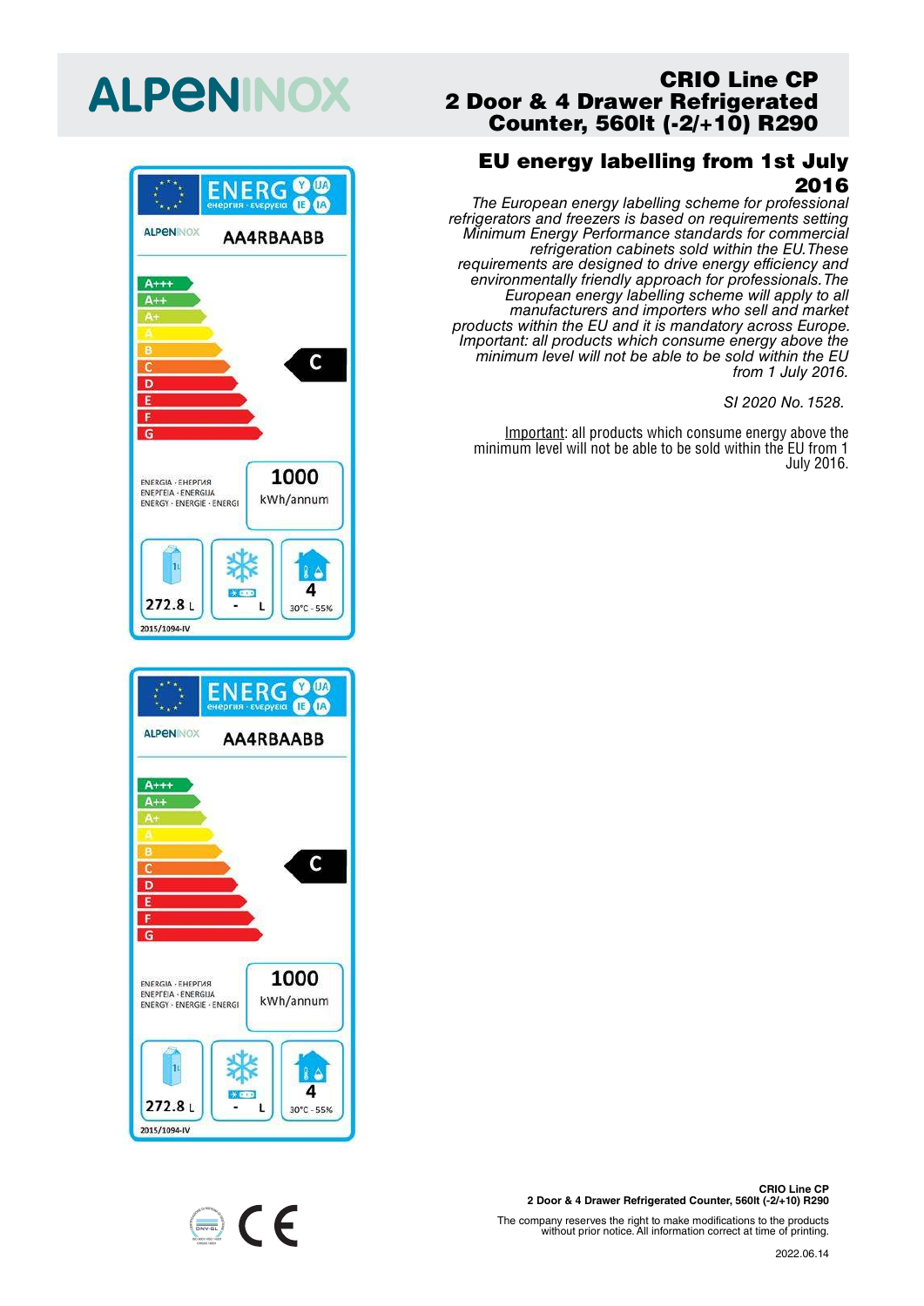# ALPENINOX

## CRIO Line CP
## 2 Door & 4 Drawer Refrigerated Counter, 560lt (-2/+10) R290

ENERG Y IJA IE IA
енергия · ενεργεια

ALPENINOX AA4RBAABB

A+++
A++
A+
A
B
C
D
E
F
G

C

ENERGIA · ЕНЕРГИЯ
ΕΝΕΡΓΕΙΑ · ENERGIJA
ENERGY · ENERGIE · ENERGI

1000 kWh/annum

272.8 L

\- L

4
30°C - 55%

2015/1094-IV

ENERG Y IJA IE IA
енергия · ενεργεια

ALPENINOX AA4RBAABB

A+++
A++
A+
A
B
C
D
E
F
G

C

ENERGIA · ЕНЕРГИЯ
ΕΝΕΡΓΕΙΑ · ENERGIJA
ENERGY · ENERGIE · ENERGI

1000 kWh/annum

272.8 L

\- L

4
30°C - 55%

2015/1094-IV

## EU energy labelling from 1st July 2016

*The European energy labelling scheme for professional refrigerators and freezers is based on requirements setting Minimum Energy Performance standards for commercial refrigeration cabinets sold within the EU. These requirements are designed to drive energy efficiency and environmentally friendly approach for professionals. The European energy labelling scheme will apply to all manufacturers and importers who sell and market products within the EU and it is mandatory across Europe. Important: all products which consume energy above the minimum level will not be able to be sold within the EU from 1 July 2016.*

*SI 2020 No. 1528.*

Important: all products which consume energy above the minimum level will not be able to be sold within the EU from 1 July 2016.

**CRIO Line CP**
**2 Door & 4 Drawer Refrigerated Counter, 560lt (-2/+10) R290**

The company reserves the right to make modifications to the products without prior notice. All information correct at time of printing.

2022.06.14